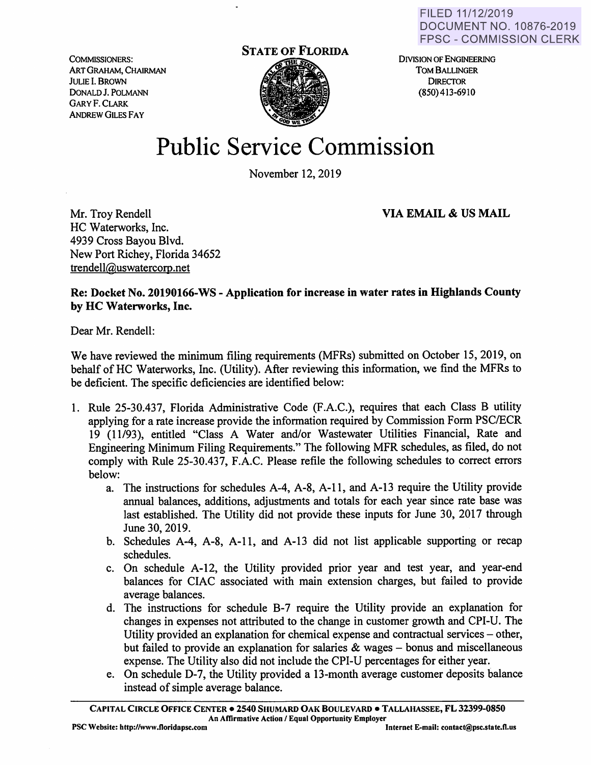FILED 11/12/2019
DOCUMENT NO. 10876-2019
FPSC - COMMISSION CLERK

COMMISSIONERS:
ART GRAHAM, CHAIRMAN
JULIE I. BROWN
DONALD J. POLMANN
GARY F. CLARK
ANDREW GILES FAY

**STATE OF FLORIDA**

DIVISION OF ENGINEERING
TOM BALLINGER
DIRECTOR
(850) 413-6910

# Public Service Commission

November 12, 2019

Mr. Troy Rendell
HC Waterworks, Inc.
4939 Cross Bayou Blvd.
New Port Richey, Florida 34652
trendell@uswatercorp.net

**VIA EMAIL & US MAIL**

**Re: Docket No. 20190166-WS - Application for increase in water rates in Highlands County by HC Waterworks, Inc.**

Dear Mr. Rendell:

We have reviewed the minimum filing requirements (MFRs) submitted on October 15, 2019, on behalf of HC Waterworks, Inc. (Utility). After reviewing this information, we find the MFRs to be deficient. The specific deficiencies are identified below:

1. Rule 25-30.437, Florida Administrative Code (F.A.C.), requires that each Class B utility applying for a rate increase provide the information required by Commission Form PSC/ECR 19 (11/93), entitled "Class A Water and/or Wastewater Utilities Financial, Rate and Engineering Minimum Filing Requirements." The following MFR schedules, as filed, do not comply with Rule 25-30.437, F.A.C. Please refile the following schedules to correct errors below:
   a. The instructions for schedules A-4, A-8, A-11, and A-13 require the Utility provide annual balances, additions, adjustments and totals for each year since rate base was last established. The Utility did not provide these inputs for June 30, 2017 through June 30, 2019.
   b. Schedules A-4, A-8, A-11, and A-13 did not list applicable supporting or recap schedules.
   c. On schedule A-12, the Utility provided prior year and test year, and year-end balances for CIAC associated with main extension charges, but failed to provide average balances.
   d. The instructions for schedule B-7 require the Utility provide an explanation for changes in expenses not attributed to the change in customer growth and CPI-U. The Utility provided an explanation for chemical expense and contractual services – other, but failed to provide an explanation for salaries & wages – bonus and miscellaneous expense. The Utility also did not include the CPI-U percentages for either year.
   e. On schedule D-7, the Utility provided a 13-month average customer deposits balance instead of simple average balance.

CAPITAL CIRCLE OFFICE CENTER • 2540 SHUMARD OAK BOULEVARD • TALLAHASSEE, FL 32399-0850
An Affirmative Action / Equal Opportunity Employer
PSC Website: http://www.floridapsc.com Internet E-mail: contact@psc.state.fl.us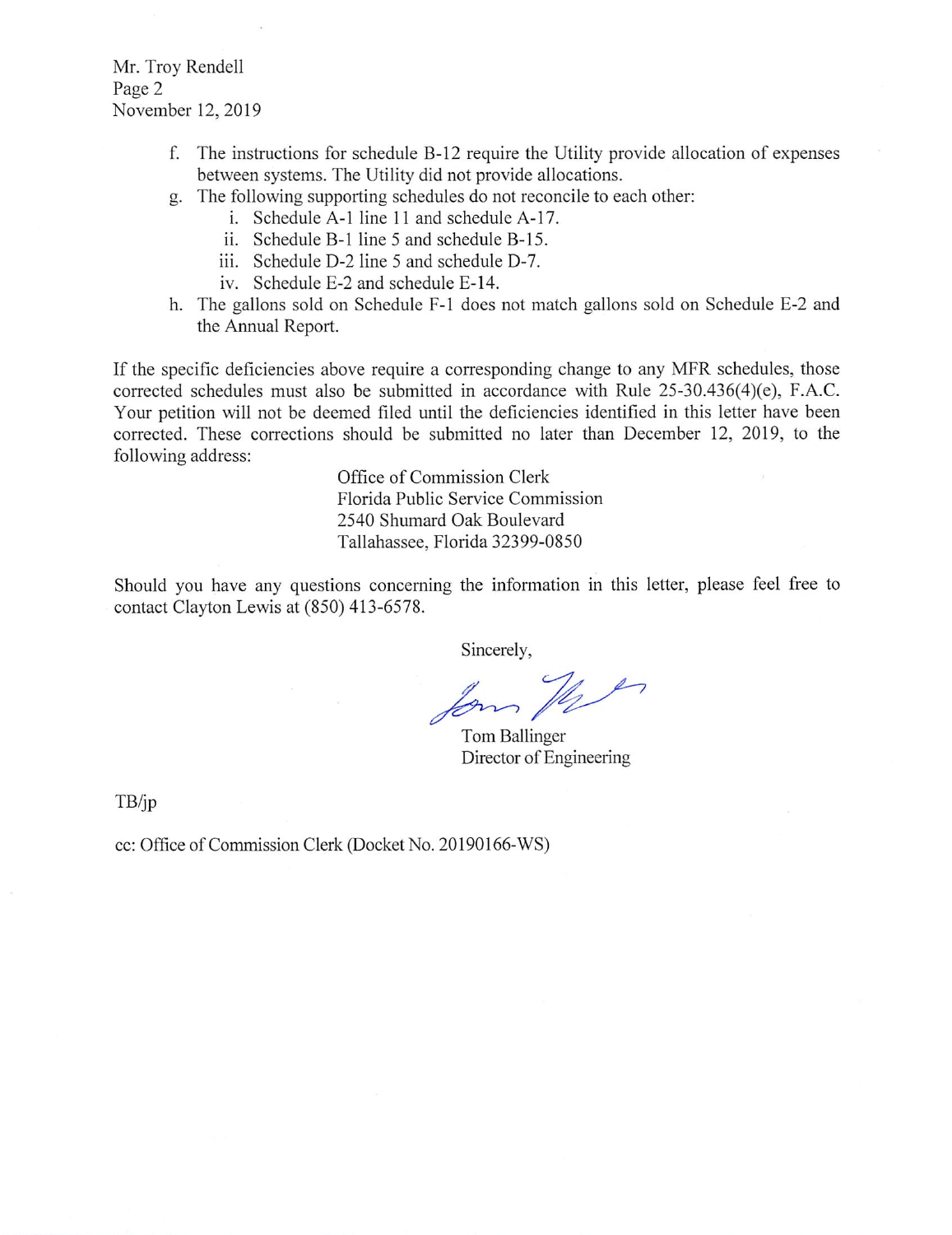f. The instructions for schedule B-12 require the Utility provide allocation of expenses between systems. The Utility did not provide allocations.

g. The following supporting schedules do not reconcile to each other:
   i. Schedule A-1 line 11 and schedule A-17.
   ii. Schedule B-1 line 5 and schedule B-15.
   iii. Schedule D-2 line 5 and schedule D-7.
   iv. Schedule E-2 and schedule E-14.

h. The gallons sold on Schedule F-1 does not match gallons sold on Schedule E-2 and the Annual Report.

If the specific deficiencies above require a corresponding change to any MFR schedules, those corrected schedules must also be submitted in accordance with Rule 25-30.436(4)(e), F.A.C. Your petition will not be deemed filed until the deficiencies identified in this letter have been corrected. These corrections should be submitted no later than December 12, 2019, to the following address:

Office of Commission Clerk
Florida Public Service Commission
2540 Shumard Oak Boulevard
Tallahassee, Florida 32399-0850

Should you have any questions concerning the information in this letter, please feel free to contact Clayton Lewis at (850) 413-6578.

Sincerely,

Tom Ballinger
Director of Engineering

TB/jp

cc: Office of Commission Clerk (Docket No. 20190166-WS)